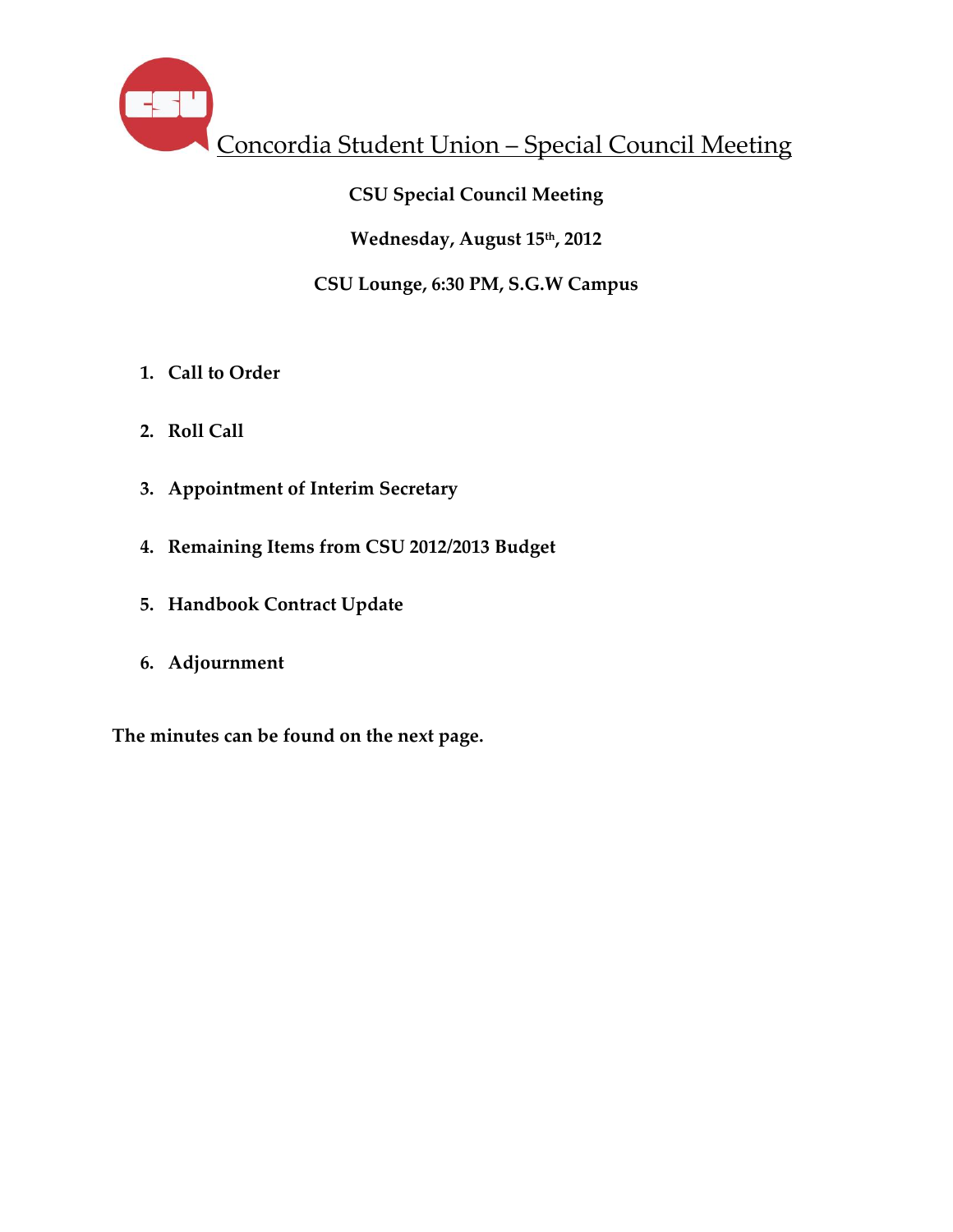# Concordia Student Union – Special Council Meeting

**CSU Special Council Meeting**

**Wednesday, August 15th, 2012**

**CSU Lounge, 6:30 PM, S.G.W Campus**

1. **Call to Order**
2. **Roll Call**
3. **Appointment of Interim Secretary**
4. **Remaining Items from CSU 2012/2013 Budget**
5. **Handbook Contract Update**
6. **Adjournment**

**The minutes can be found on the next page.**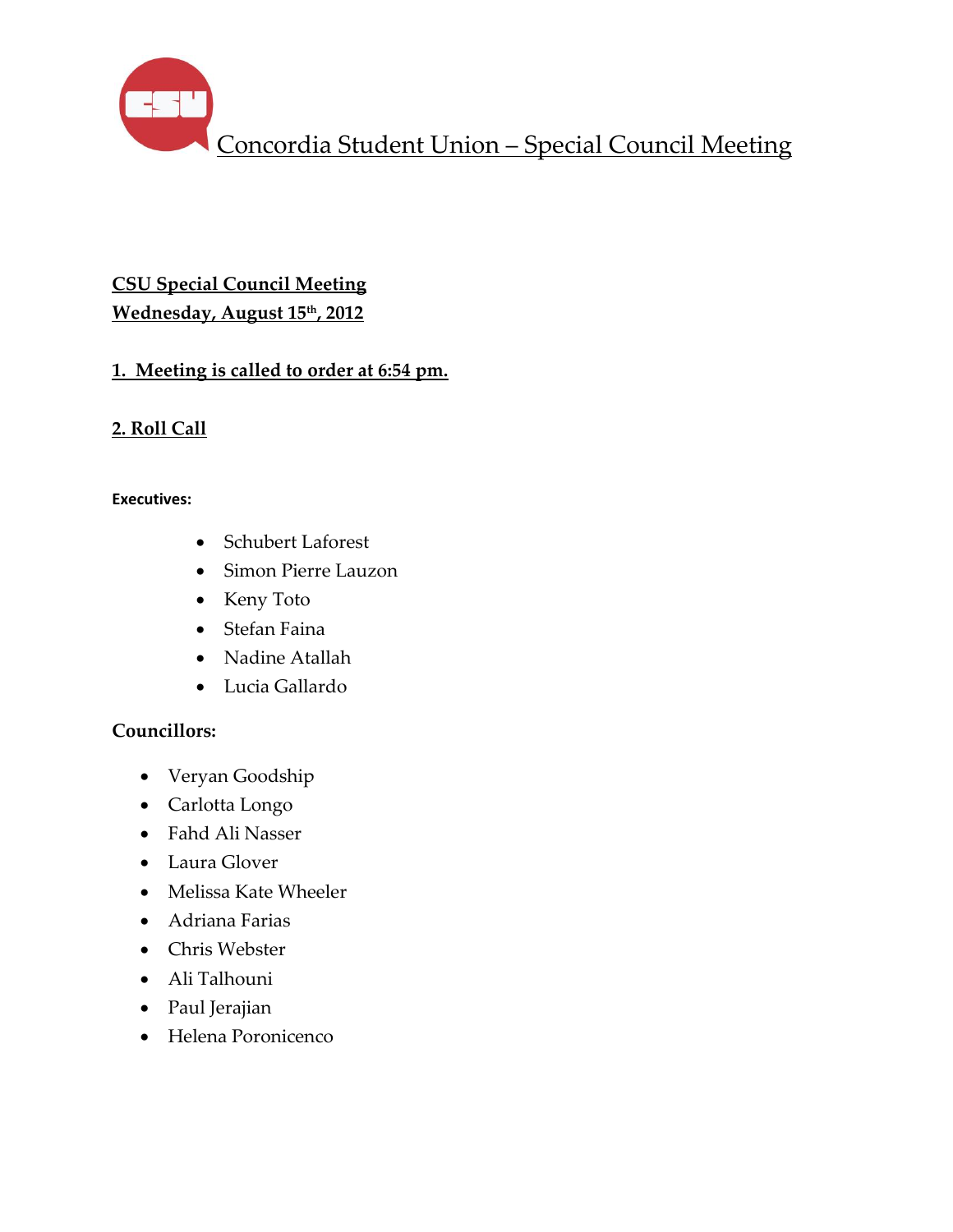# Concordia Student Union – Special Council Meeting

**CSU Special Council Meeting**
**Wednesday, August 15th, 2012**

## 1. Meeting is called to order at 6:54 pm.

## 2. Roll Call

**Executives:**

- Schubert Laforest
- Simon Pierre Lauzon
- Keny Toto
- Stefan Faina
- Nadine Atallah
- Lucia Gallardo

**Councillors:**

- Veryan Goodship
- Carlotta Longo
- Fahd Ali Nasser
- Laura Glover
- Melissa Kate Wheeler
- Adriana Farias
- Chris Webster
- Ali Talhouni
- Paul Jerajian
- Helena Poronicenco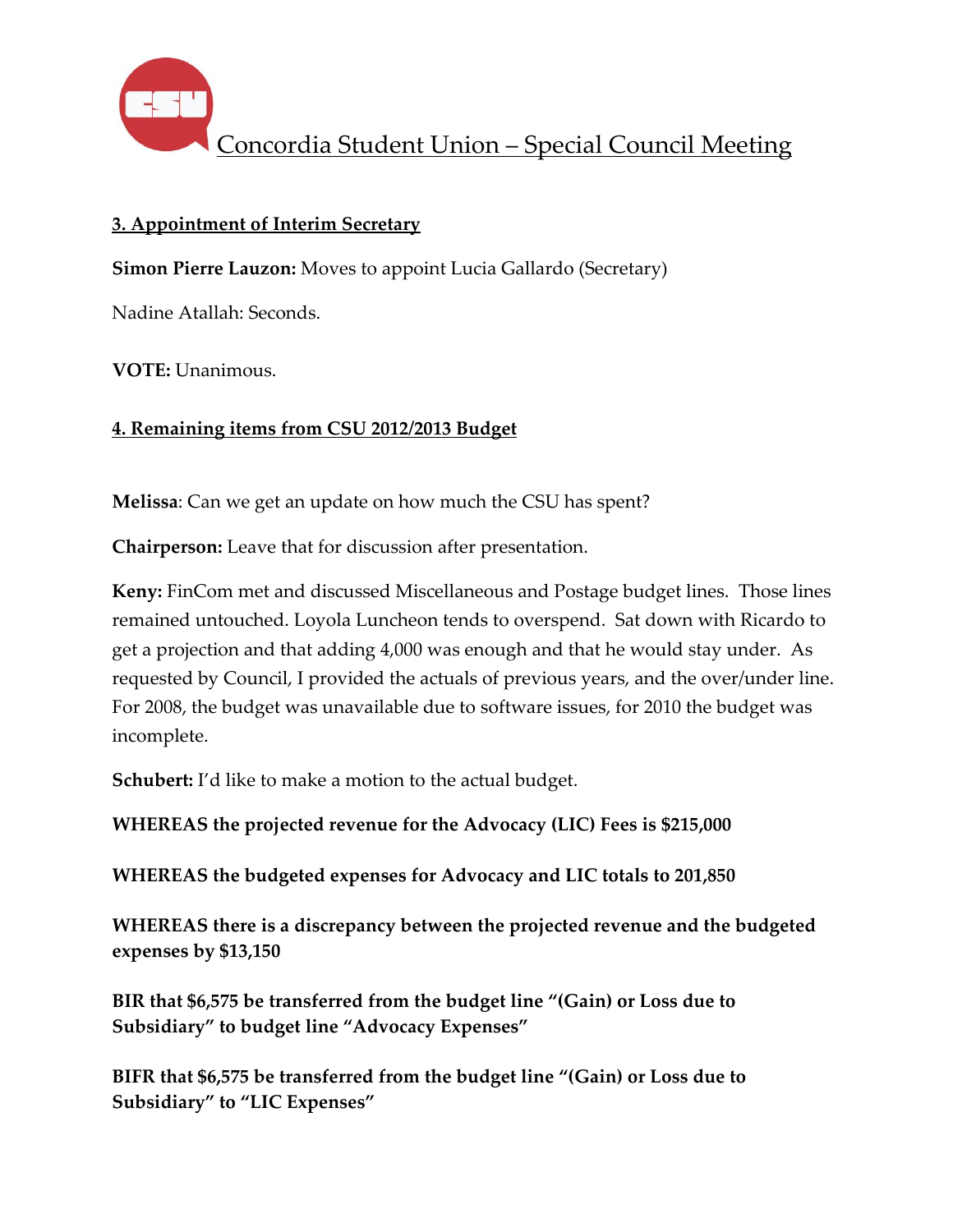## 3. Appointment of Interim Secretary

**Simon Pierre Lauzon:** Moves to appoint Lucia Gallardo (Secretary)

Nadine Atallah: Seconds.

**VOTE:** Unanimous.

## 4. Remaining items from CSU 2012/2013 Budget

**Melissa**: Can we get an update on how much the CSU has spent?

**Chairperson:** Leave that for discussion after presentation.

**Keny:** FinCom met and discussed Miscellaneous and Postage budget lines. Those lines remained untouched. Loyola Luncheon tends to overspend. Sat down with Ricardo to get a projection and that adding 4,000 was enough and that he would stay under. As requested by Council, I provided the actuals of previous years, and the over/under line. For 2008, the budget was unavailable due to software issues, for 2010 the budget was incomplete.

**Schubert:** I'd like to make a motion to the actual budget.

**WHEREAS the projected revenue for the Advocacy (LIC) Fees is $215,000**

**WHEREAS the budgeted expenses for Advocacy and LIC totals to 201,850**

**WHEREAS there is a discrepancy between the projected revenue and the budgeted expenses by $13,150**

**BIR that $6,575 be transferred from the budget line "(Gain) or Loss due to Subsidiary" to budget line "Advocacy Expenses"**

**BIFR that $6,575 be transferred from the budget line "(Gain) or Loss due to Subsidiary" to "LIC Expenses"**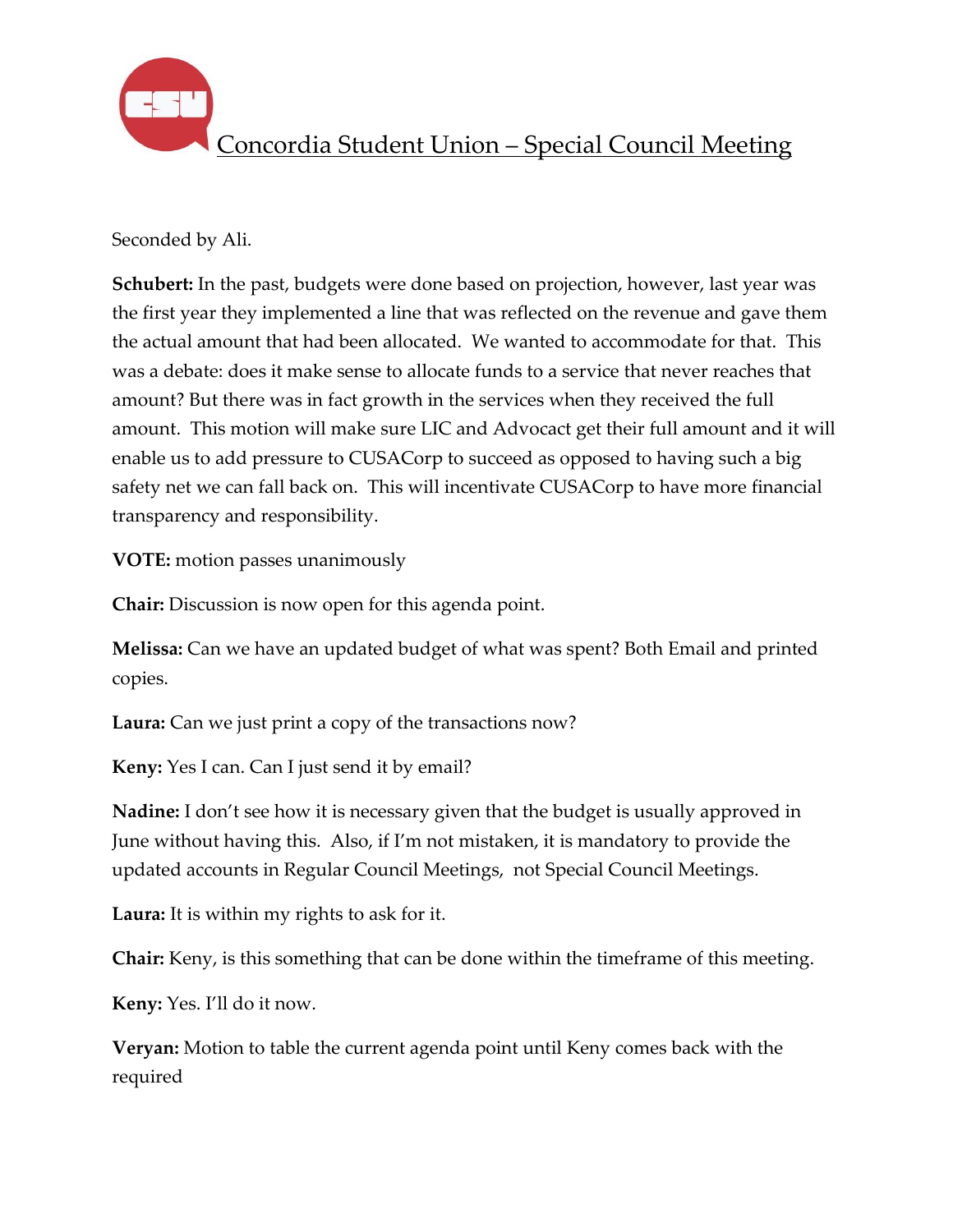Seconded by Ali.

**Schubert:** In the past, budgets were done based on projection, however, last year was the first year they implemented a line that was reflected on the revenue and gave them the actual amount that had been allocated. We wanted to accommodate for that. This was a debate: does it make sense to allocate funds to a service that never reaches that amount? But there was in fact growth in the services when they received the full amount. This motion will make sure LIC and Advocact get their full amount and it will enable us to add pressure to CUSACorp to succeed as opposed to having such a big safety net we can fall back on. This will incentivate CUSACorp to have more financial transparency and responsibility.

**VOTE:** motion passes unanimously

**Chair:** Discussion is now open for this agenda point.

**Melissa:** Can we have an updated budget of what was spent? Both Email and printed copies.

**Laura:** Can we just print a copy of the transactions now?

**Keny:** Yes I can. Can I just send it by email?

**Nadine:** I don't see how it is necessary given that the budget is usually approved in June without having this. Also, if I'm not mistaken, it is mandatory to provide the updated accounts in Regular Council Meetings, not Special Council Meetings.

**Laura:** It is within my rights to ask for it.

**Chair:** Keny, is this something that can be done within the timeframe of this meeting.

**Keny:** Yes. I'll do it now.

**Veryan:** Motion to table the current agenda point until Keny comes back with the required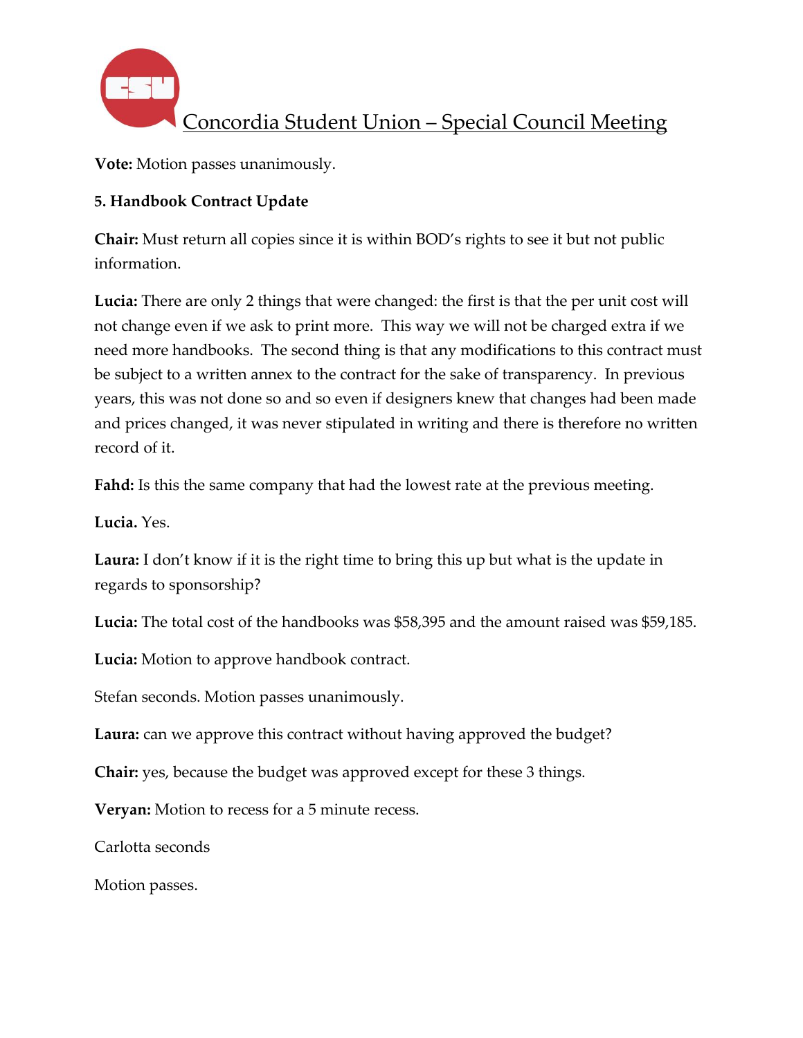**Vote:** Motion passes unanimously.

**5. Handbook Contract Update**

**Chair:** Must return all copies since it is within BOD's rights to see it but not public information.

**Lucia:** There are only 2 things that were changed: the first is that the per unit cost will not change even if we ask to print more. This way we will not be charged extra if we need more handbooks. The second thing is that any modifications to this contract must be subject to a written annex to the contract for the sake of transparency. In previous years, this was not done so and so even if designers knew that changes had been made and prices changed, it was never stipulated in writing and there is therefore no written record of it.

**Fahd:** Is this the same company that had the lowest rate at the previous meeting.

**Lucia.** Yes.

**Laura:** I don't know if it is the right time to bring this up but what is the update in regards to sponsorship?

**Lucia:** The total cost of the handbooks was $58,395 and the amount raised was $59,185.

**Lucia:** Motion to approve handbook contract.

Stefan seconds. Motion passes unanimously.

**Laura:** can we approve this contract without having approved the budget?

**Chair:** yes, because the budget was approved except for these 3 things.

**Veryan:** Motion to recess for a 5 minute recess.

Carlotta seconds

Motion passes.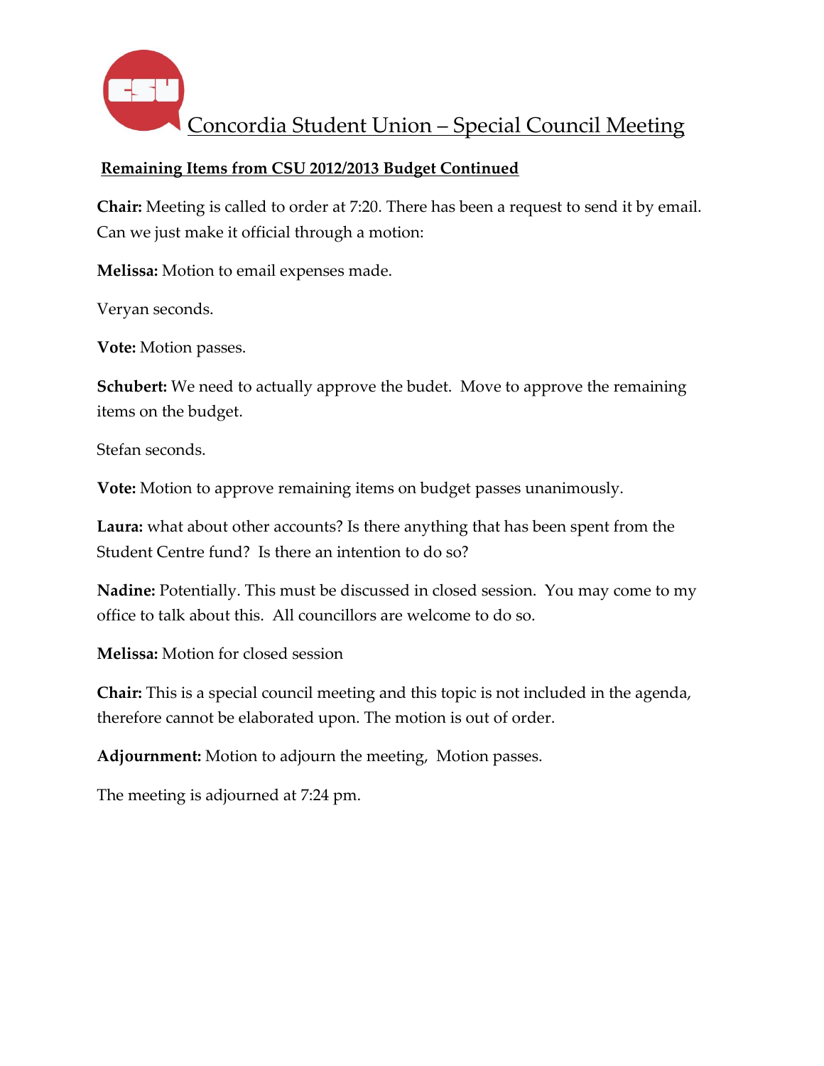# Concordia Student Union – Special Council Meeting

**Remaining Items from CSU 2012/2013 Budget Continued**

**Chair:** Meeting is called to order at 7:20. There has been a request to send it by email. Can we just make it official through a motion:

**Melissa:** Motion to email expenses made.

Veryan seconds.

**Vote:** Motion passes.

**Schubert:** We need to actually approve the budet. Move to approve the remaining items on the budget.

Stefan seconds.

**Vote:** Motion to approve remaining items on budget passes unanimously.

**Laura:** what about other accounts? Is there anything that has been spent from the Student Centre fund? Is there an intention to do so?

**Nadine:** Potentially. This must be discussed in closed session. You may come to my office to talk about this. All councillors are welcome to do so.

**Melissa:** Motion for closed session

**Chair:** This is a special council meeting and this topic is not included in the agenda, therefore cannot be elaborated upon. The motion is out of order.

**Adjournment:** Motion to adjourn the meeting, Motion passes.

The meeting is adjourned at 7:24 pm.